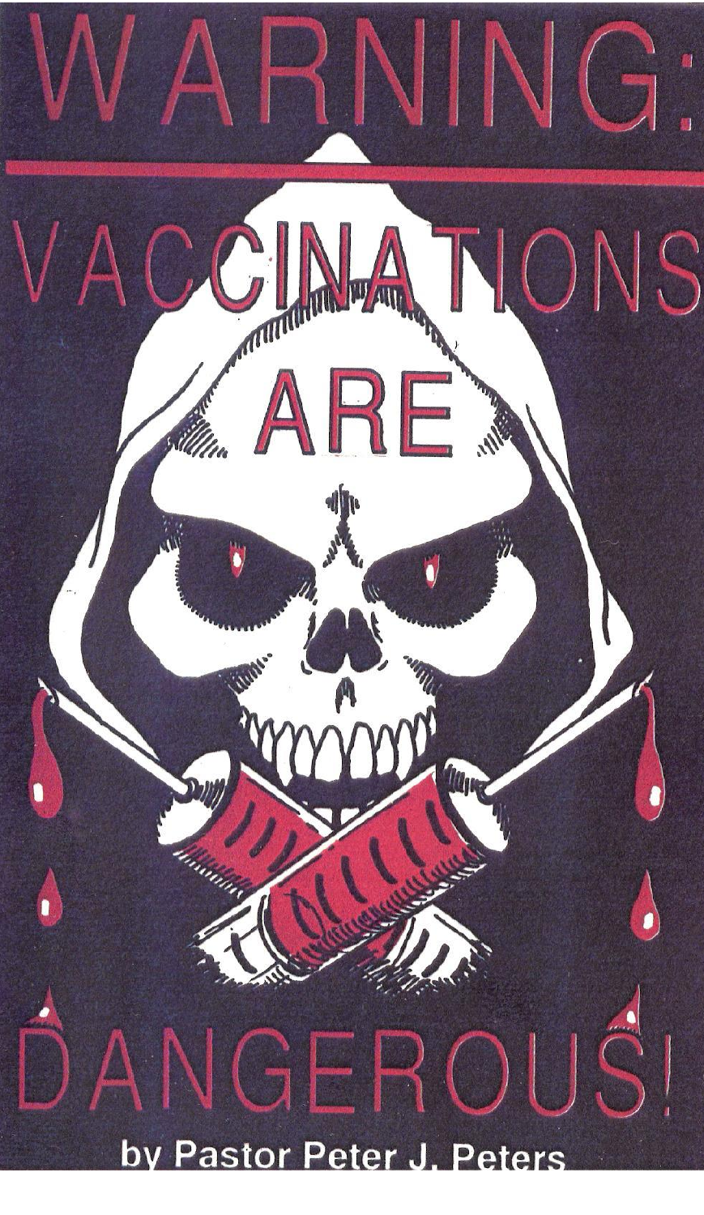# WARNING:

# VACCINATIONS ARE DANGEROUS!

by Pastor Peter J. Peters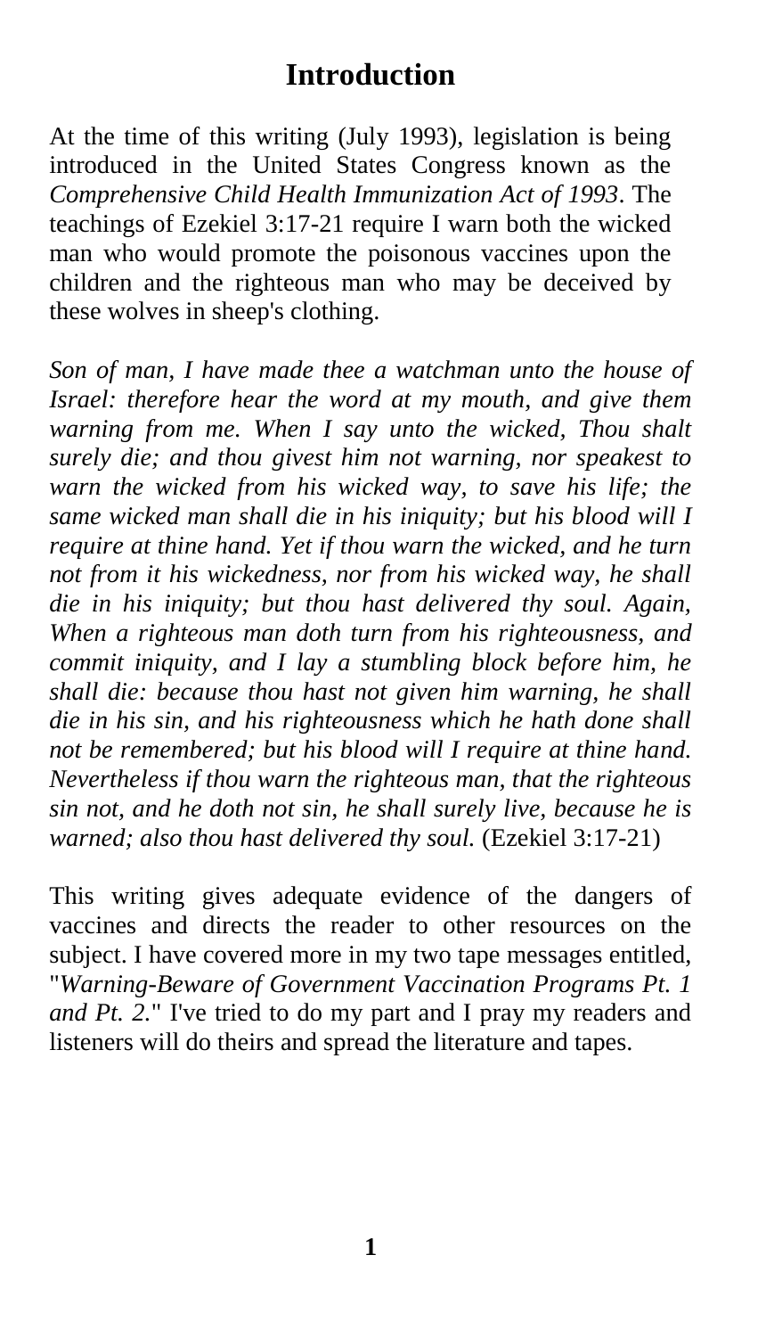# Introduction

At the time of this writing (July 1993), legislation is being introduced in the United States Congress known as the *Comprehensive Child Health Immunization Act of 1993*. The teachings of Ezekiel 3:17-21 require I warn both the wicked man who would promote the poisonous vaccines upon the children and the righteous man who may be deceived by these wolves in sheep's clothing.

*Son of man, I have made thee a watchman unto the house of Israel: therefore hear the word at my mouth, and give them warning from me. When I say unto the wicked, Thou shalt surely die; and thou givest him not warning, nor speakest to warn the wicked from his wicked way, to save his life; the same wicked man shall die in his iniquity; but his blood will I require at thine hand. Yet if thou warn the wicked, and he turn not from it his wickedness, nor from his wicked way, he shall die in his iniquity; but thou hast delivered thy soul. Again, When a righteous man doth turn from his righteousness, and commit iniquity, and I lay a stumbling block before him, he shall die: because thou hast not given him warning, he shall die in his sin, and his righteousness which he hath done shall not be remembered; but his blood will I require at thine hand. Nevertheless if thou warn the righteous man, that the righteous sin not, and he doth not sin, he shall surely live, because he is warned; also thou hast delivered thy soul.* (Ezekiel 3:17-21)

This writing gives adequate evidence of the dangers of vaccines and directs the reader to other resources on the subject. I have covered more in my two tape messages entitled, "*Warning-Beware of Government Vaccination Programs Pt. 1 and Pt. 2.*" I've tried to do my part and I pray my readers and listeners will do theirs and spread the literature and tapes.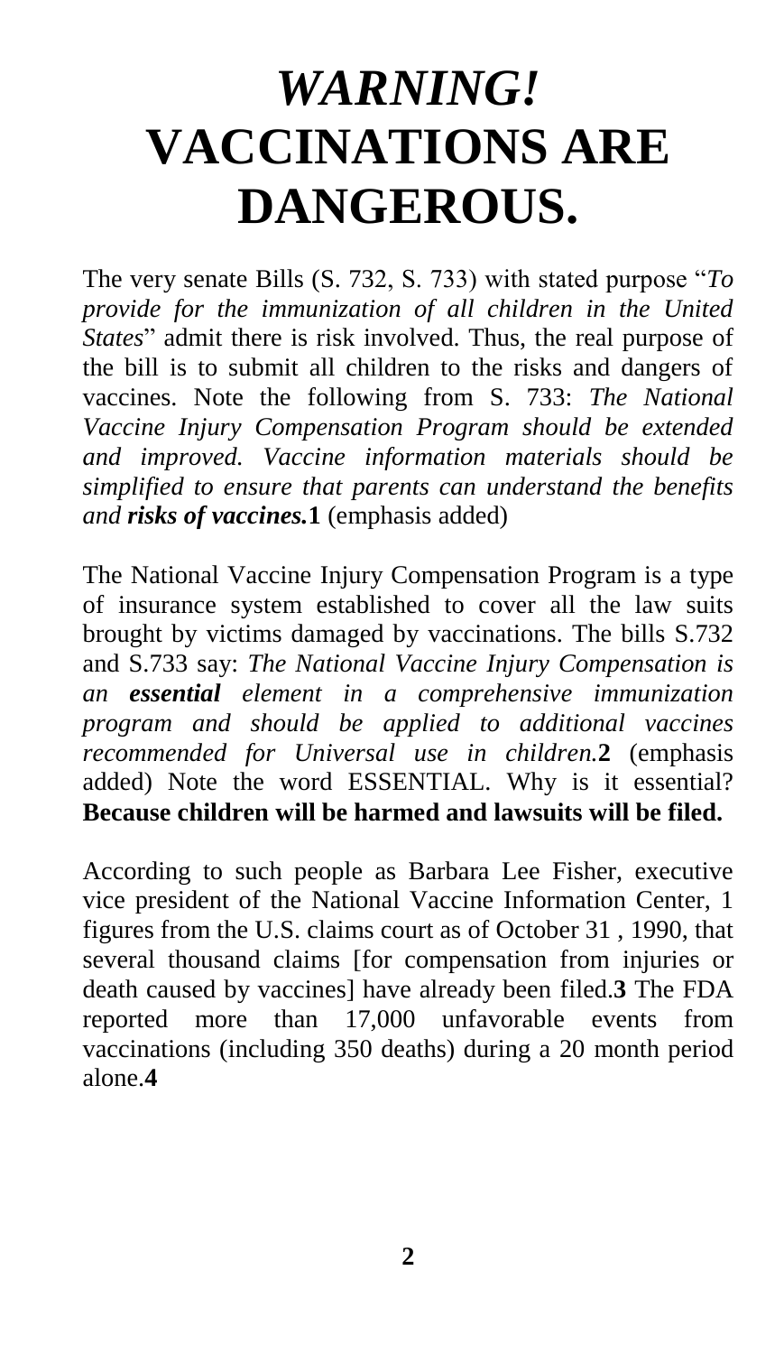# *WARNING!* VACCINATIONS ARE DANGEROUS.

The very senate Bills (S. 732, S. 733) with stated purpose "*To provide for the immunization of all children in the United States*" admit there is risk involved. Thus, the real purpose of the bill is to submit all children to the risks and dangers of vaccines. Note the following from S. 733: *The National Vaccine Injury Compensation Program should be extended and improved. Vaccine information materials should be simplified to ensure that parents can understand the benefits and* ***risks of vaccines.*** [1] (emphasis added)

The National Vaccine Injury Compensation Program is a type of insurance system established to cover all the law suits brought by victims damaged by vaccinations. The bills S.732 and S.733 say: *The National Vaccine Injury Compensation is an* ***essential*** *element in a comprehensive immunization program and should be applied to additional vaccines recommended for Universal use in children.* [2] (emphasis added) Note the word ESSENTIAL. Why is it essential? **Because children will be harmed and lawsuits will be filed.**

According to such people as Barbara Lee Fisher, executive vice president of the National Vaccine Information Center, 1 figures from the U.S. claims court as of October 31 , 1990, that several thousand claims [for compensation from injuries or death caused by vaccines] have already been filed.[3] The FDA reported more than 17,000 unfavorable events from vaccinations (including 350 deaths) during a 20 month period alone.[4]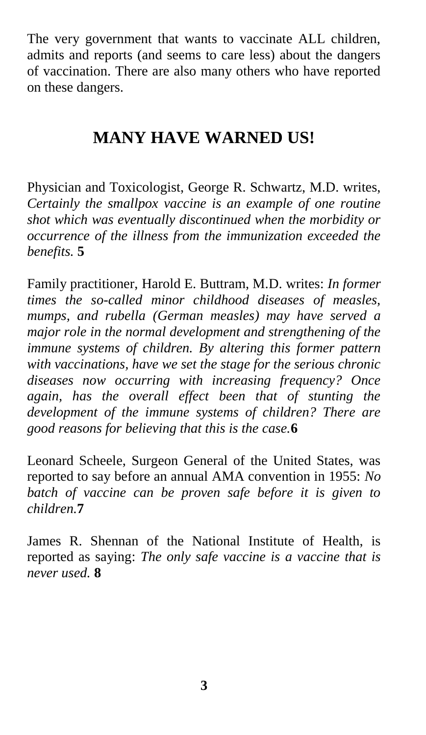The very government that wants to vaccinate ALL children, admits and reports (and seems to care less) about the dangers of vaccination. There are also many others who have reported on these dangers.

## MANY HAVE WARNED US!

Physician and Toxicologist, George R. Schwartz, M.D. writes, *Certainly the smallpox vaccine is an example of one routine shot which was eventually discontinued when the morbidity or occurrence of the illness from the immunization exceeded the benefits.* **5**

Family practitioner, Harold E. Buttram, M.D. writes: *In former times the so-called minor childhood diseases of measles, mumps, and rubella (German measles) may have served a major role in the normal development and strengthening of the immune systems of children. By altering this former pattern with vaccinations, have we set the stage for the serious chronic diseases now occurring with increasing frequency? Once again, has the overall effect been that of stunting the development of the immune systems of children? There are good reasons for believing that this is the case.***6**

Leonard Scheele, Surgeon General of the United States, was reported to say before an annual AMA convention in 1955: *No batch of vaccine can be proven safe before it is given to children.***7**

James R. Shennan of the National Institute of Health, is reported as saying: *The only safe vaccine is a vaccine that is never used.* **8**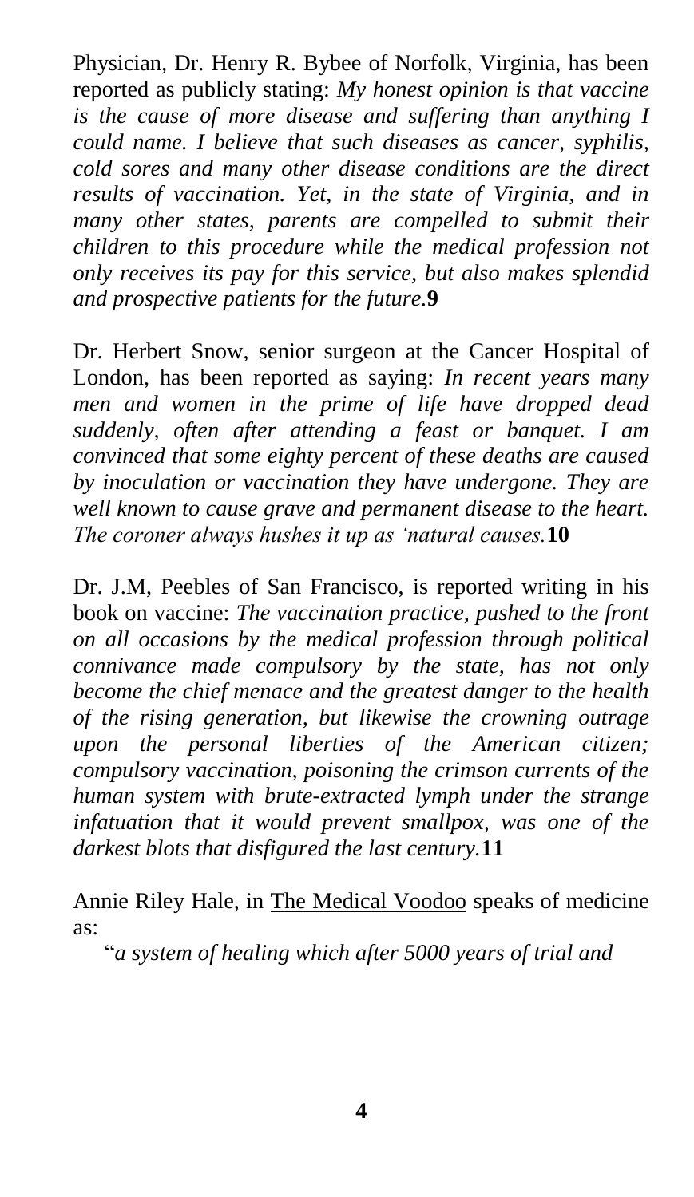Physician, Dr. Henry R. Bybee of Norfolk, Virginia, has been reported as publicly stating: *My honest opinion is that vaccine is the cause of more disease and suffering than anything I could name. I believe that such diseases as cancer, syphilis, cold sores and many other disease conditions are the direct results of vaccination. Yet, in the state of Virginia, and in many other states, parents are compelled to submit their children to this procedure while the medical profession not only receives its pay for this service, but also makes splendid and prospective patients for the future.***9**

Dr. Herbert Snow, senior surgeon at the Cancer Hospital of London, has been reported as saying: *In recent years many men and women in the prime of life have dropped dead suddenly, often after attending a feast or banquet. I am convinced that some eighty percent of these deaths are caused by inoculation or vaccination they have undergone. They are well known to cause grave and permanent disease to the heart. The coroner always hushes it up as 'natural causes.***10**

Dr. J.M, Peebles of San Francisco, is reported writing in his book on vaccine: *The vaccination practice, pushed to the front on all occasions by the medical profession through political connivance made compulsory by the state, has not only become the chief menace and the greatest danger to the health of the rising generation, but likewise the crowning outrage upon the personal liberties of the American citizen; compulsory vaccination, poisoning the crimson currents of the human system with brute-extracted lymph under the strange infatuation that it would prevent smallpox, was one of the darkest blots that disfigured the last century.***11**

Annie Riley Hale, in <u>The Medical Voodoo</u> speaks of medicine as:

"*a system of healing which after 5000 years of trial and*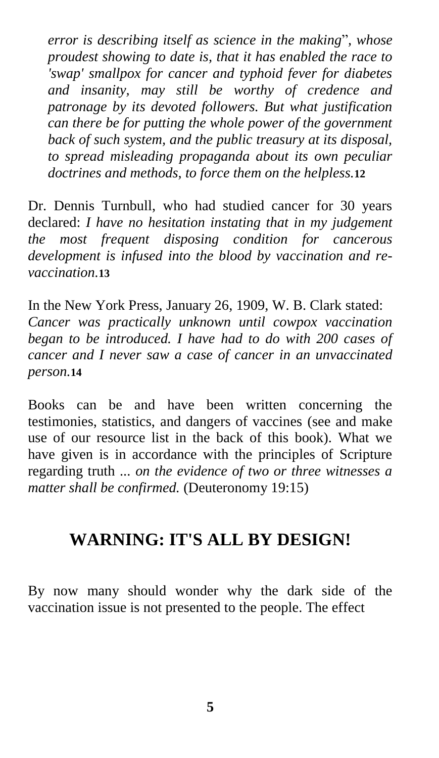*error is describing itself as science in the making", whose proudest showing to date is, that it has enabled the race to 'swap' smallpox for cancer and typhoid fever for diabetes and insanity, may still be worthy of credence and patronage by its devoted followers. But what justification can there be for putting the whole power of the government back of such system, and the public treasury at its disposal, to spread misleading propaganda about its own peculiar doctrines and methods, to force them on the helpless.*[12]

Dr. Dennis Turnbull, who had studied cancer for 30 years declared: *I have no hesitation instating that in my judgement the most frequent disposing condition for cancerous development is infused into the blood by vaccination and re-vaccination.*[13]

In the New York Press, January 26, 1909, W. B. Clark stated: *Cancer was practically unknown until cowpox vaccination began to be introduced. I have had to do with 200 cases of cancer and I never saw a case of cancer in an unvaccinated person.*[14]

Books can be and have been written concerning the testimonies, statistics, and dangers of vaccines (see and make use of our resource list in the back of this book). What we have given is in accordance with the principles of Scripture regarding truth ... *on the evidence of two or three witnesses a matter shall be confirmed.* (Deuteronomy 19:15)

## WARNING: IT'S ALL BY DESIGN!

By now many should wonder why the dark side of the vaccination issue is not presented to the people. The effect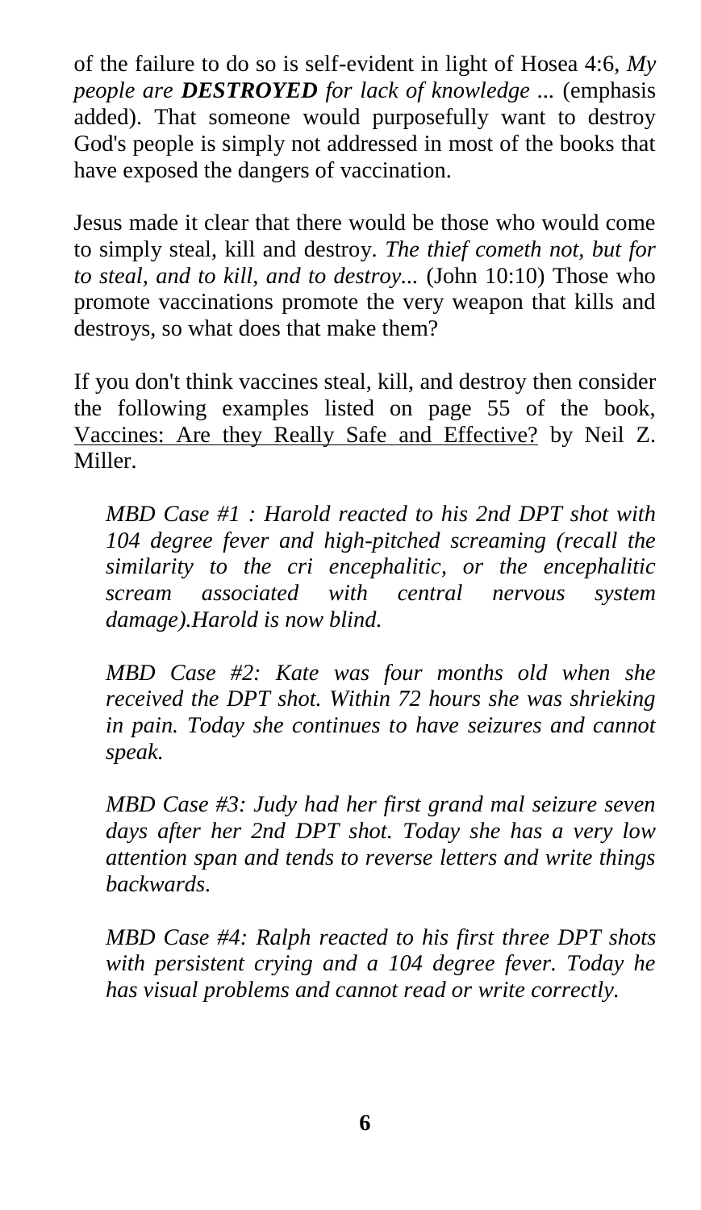of the failure to do so is self-evident in light of Hosea 4:6, *My people are **DESTROYED** for lack of knowledge ...* (emphasis added). That someone would purposefully want to destroy God's people is simply not addressed in most of the books that have exposed the dangers of vaccination.

Jesus made it clear that there would be those who would come to simply steal, kill and destroy. *The thief cometh not, but for to steal, and to kill, and to destroy...* (John 10:10) Those who promote vaccinations promote the very weapon that kills and destroys, so what does that make them?

If you don't think vaccines steal, kill, and destroy then consider the following examples listed on page 55 of the book, <u>Vaccines: Are they Really Safe and Effective?</u> by Neil Z. Miller.

> *MBD Case #1 : Harold reacted to his 2nd DPT shot with 104 degree fever and high-pitched screaming (recall the similarity to the cri encephalitic, or the encephalitic scream associated with central nervous system damage).Harold is now blind.*
>
> *MBD Case #2: Kate was four months old when she received the DPT shot. Within 72 hours she was shrieking in pain. Today she continues to have seizures and cannot speak.*
>
> *MBD Case #3: Judy had her first grand mal seizure seven days after her 2nd DPT shot. Today she has a very low attention span and tends to reverse letters and write things backwards.*
>
> *MBD Case #4: Ralph reacted to his first three DPT shots with persistent crying and a 104 degree fever. Today he has visual problems and cannot read or write correctly.*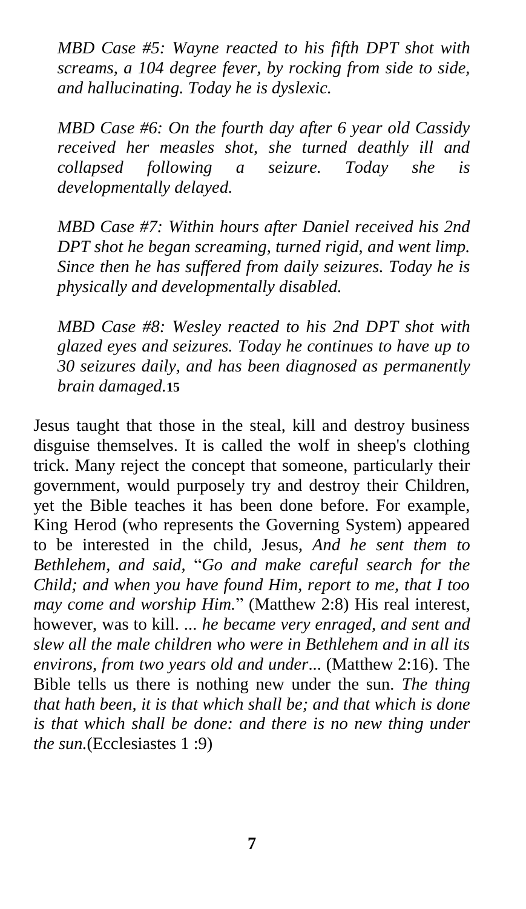*MBD Case #5: Wayne reacted to his fifth DPT shot with screams, a 104 degree fever, by rocking from side to side, and hallucinating. Today he is dyslexic.*

*MBD Case #6: On the fourth day after 6 year old Cassidy received her measles shot, she turned deathly ill and collapsed following a seizure. Today she is developmentally delayed.*

*MBD Case #7: Within hours after Daniel received his 2nd DPT shot he began screaming, turned rigid, and went limp. Since then he has suffered from daily seizures. Today he is physically and developmentally disabled.*

*MBD Case #8: Wesley reacted to his 2nd DPT shot with glazed eyes and seizures. Today he continues to have up to 30 seizures daily, and has been diagnosed as permanently brain damaged.*[15]

Jesus taught that those in the steal, kill and destroy business disguise themselves. It is called the wolf in sheep's clothing trick. Many reject the concept that someone, particularly their government, would purposely try and destroy their Children, yet the Bible teaches it has been done before. For example, King Herod (who represents the Governing System) appeared to be interested in the child, Jesus, *And he sent them to Bethlehem, and said,* "*Go and make careful search for the Child; and when you have found Him, report to me, that I too may come and worship Him.*" (Matthew 2:8) His real interest, however, was to kill. *... he became very enraged, and sent and slew all the male children who were in Bethlehem and in all its environs, from two years old and under...* (Matthew 2:16). The Bible tells us there is nothing new under the sun. *The thing that hath been, it is that which shall be; and that which is done is that which shall be done: and there is no new thing under the sun.*(Ecclesiastes 1 :9)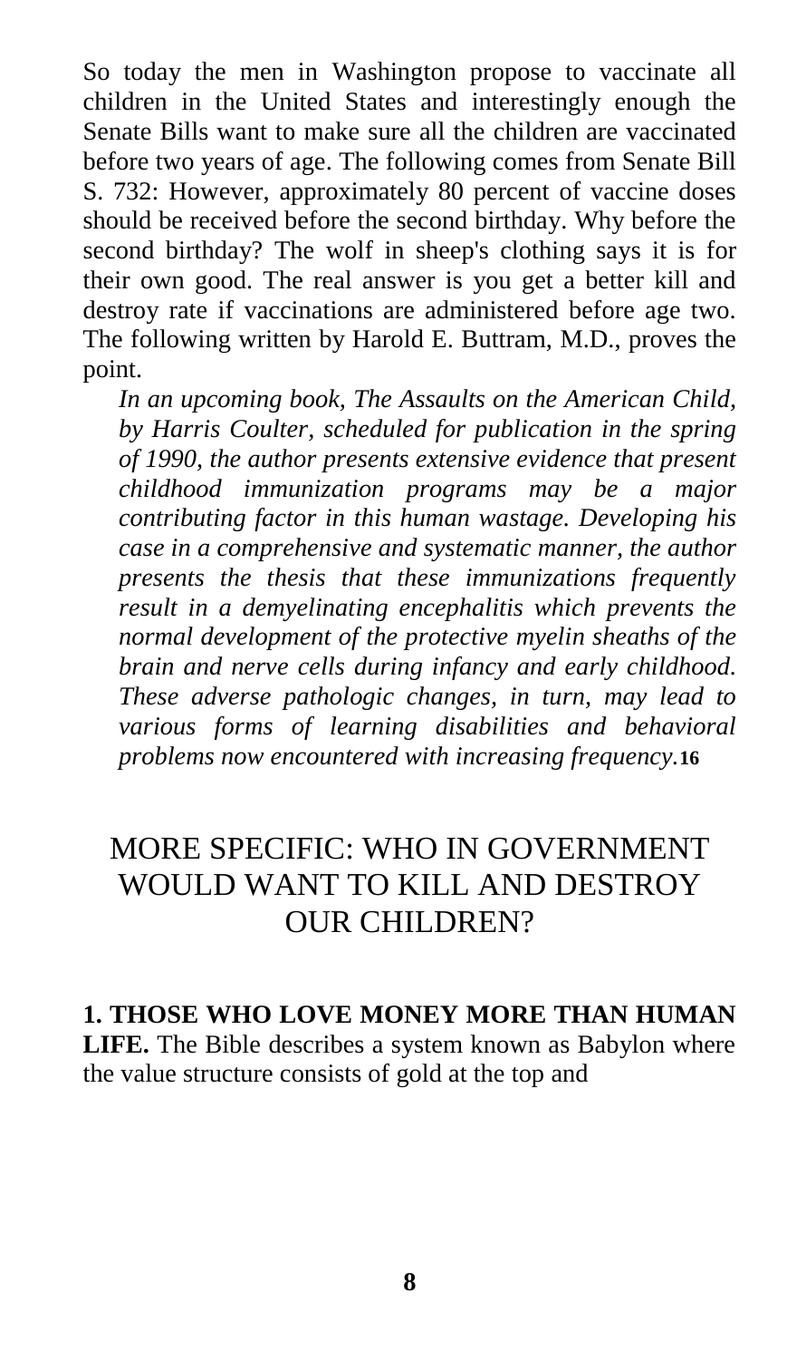So today the men in Washington propose to vaccinate all children in the United States and interestingly enough the Senate Bills want to make sure all the children are vaccinated before two years of age. The following comes from Senate Bill S. 732: However, approximately 80 percent of vaccine doses should be received before the second birthday. Why before the second birthday? The wolf in sheep's clothing says it is for their own good. The real answer is you get a better kill and destroy rate if vaccinations are administered before age two. The following written by Harold E. Buttram, M.D., proves the point.

> *In an upcoming book, The Assaults on the American Child, by Harris Coulter, scheduled for publication in the spring of 1990, the author presents extensive evidence that present childhood immunization programs may be a major contributing factor in this human wastage. Developing his case in a comprehensive and systematic manner, the author presents the thesis that these immunizations frequently result in a demyelinating encephalitis which prevents the normal development of the protective myelin sheaths of the brain and nerve cells during infancy and early childhood. These adverse pathologic changes, in turn, may lead to various forms of learning disabilities and behavioral problems now encountered with increasing frequency.*[16]

## MORE SPECIFIC: WHO IN GOVERNMENT WOULD WANT TO KILL AND DESTROY OUR CHILDREN?

**1. THOSE WHO LOVE MONEY MORE THAN HUMAN LIFE.** The Bible describes a system known as Babylon where the value structure consists of gold at the top and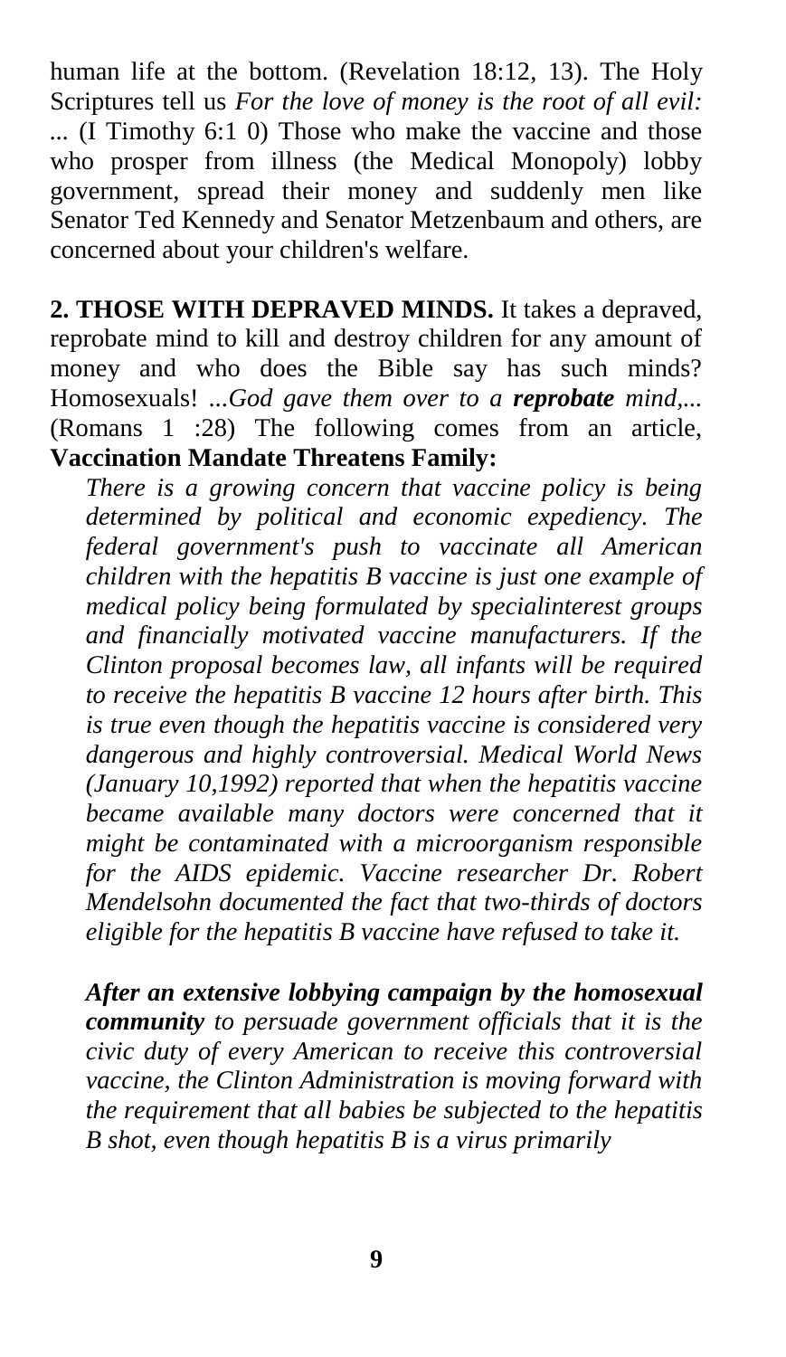human life at the bottom. (Revelation 18:12, 13). The Holy Scriptures tell us *For the love of money is the root of all evil:* ... (I Timothy 6:1 0) Those who make the vaccine and those who prosper from illness (the Medical Monopoly) lobby government, spread their money and suddenly men like Senator Ted Kennedy and Senator Metzenbaum and others, are concerned about your children's welfare.

**2. THOSE WITH DEPRAVED MINDS.** It takes a depraved, reprobate mind to kill and destroy children for any amount of money and who does the Bible say has such minds? Homosexuals! ...*God gave them over to a* ***reprobate*** *mind,...* (Romans 1 :28) The following comes from an article, **Vaccination Mandate Threatens Family:**

> *There is a growing concern that vaccine policy is being determined by political and economic expediency. The federal government's push to vaccinate all American children with the hepatitis B vaccine is just one example of medical policy being formulated by specialinterest groups and financially motivated vaccine manufacturers. If the Clinton proposal becomes law, all infants will be required to receive the hepatitis B vaccine 12 hours after birth. This is true even though the hepatitis vaccine is considered very dangerous and highly controversial. Medical World News (January 10,1992) reported that when the hepatitis vaccine became available many doctors were concerned that it might be contaminated with a microorganism responsible for the AIDS epidemic. Vaccine researcher Dr. Robert Mendelsohn documented the fact that two-thirds of doctors eligible for the hepatitis B vaccine have refused to take it.*
>
> ***After an extensive lobbying campaign by the homosexual community*** *to persuade government officials that it is the civic duty of every American to receive this controversial vaccine, the Clinton Administration is moving forward with the requirement that all babies be subjected to the hepatitis B shot, even though hepatitis B is a virus primarily*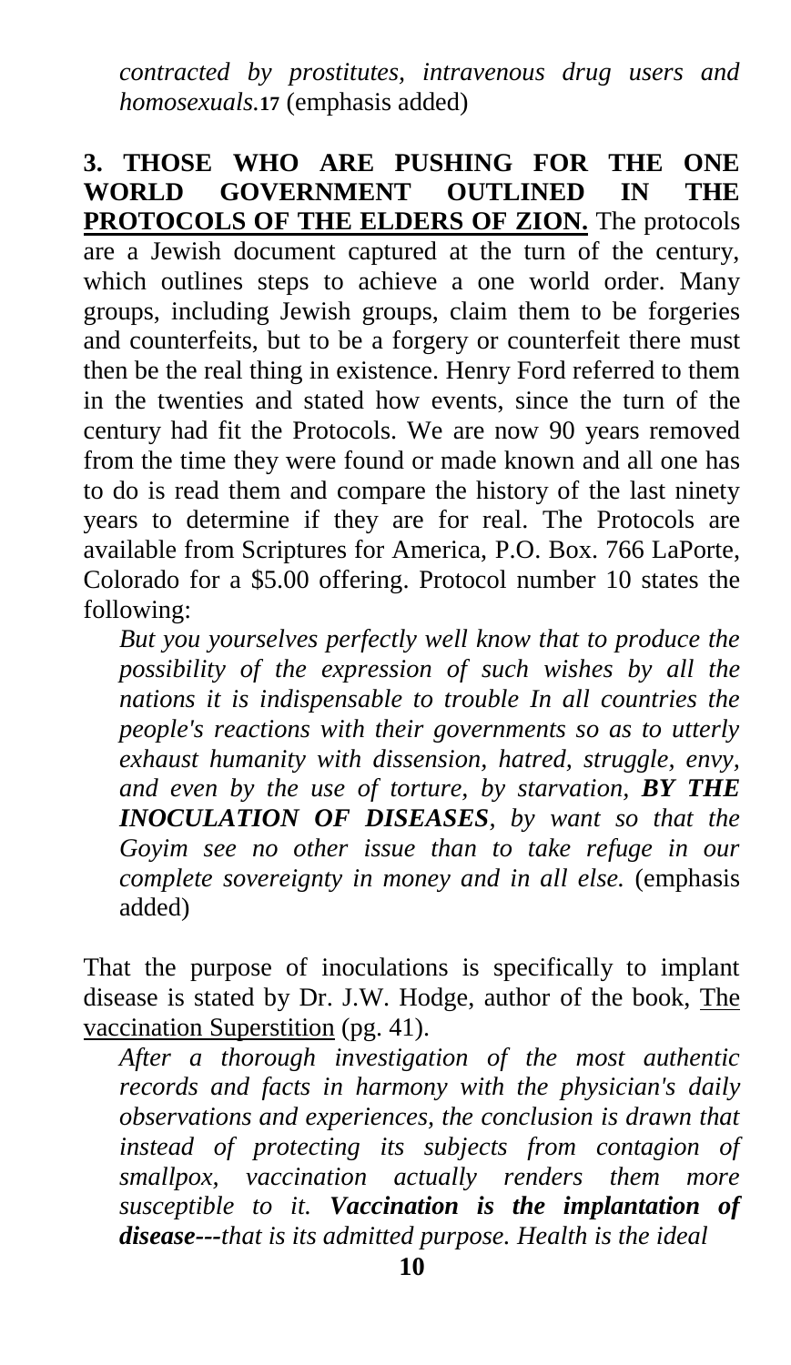*contracted by prostitutes, intravenous drug users and homosexuals.*[17] (emphasis added)

**3. THOSE WHO ARE PUSHING FOR THE ONE WORLD GOVERNMENT OUTLINED IN THE <u>PROTOCOLS OF THE ELDERS OF ZION.</u>** The protocols are a Jewish document captured at the turn of the century, which outlines steps to achieve a one world order. Many groups, including Jewish groups, claim them to be forgeries and counterfeits, but to be a forgery or counterfeit there must then be the real thing in existence. Henry Ford referred to them in the twenties and stated how events, since the turn of the century had fit the Protocols. We are now 90 years removed from the time they were found or made known and all one has to do is read them and compare the history of the last ninety years to determine if they are for real. The Protocols are available from Scriptures for America, P.O. Box. 766 LaPorte, Colorado for a $5.00 offering. Protocol number 10 states the following:

> *But you yourselves perfectly well know that to produce the possibility of the expression of such wishes by all the nations it is indispensable to trouble In all countries the people's reactions with their governments so as to utterly exhaust humanity with dissension, hatred, struggle, envy, and even by the use of torture, by starvation,* ***BY THE INOCULATION OF DISEASES****, by want so that the Goyim see no other issue than to take refuge in our complete sovereignty in money and in all else.* (emphasis added)

That the purpose of inoculations is specifically to implant disease is stated by Dr. J.W. Hodge, author of the book, <u>The vaccination Superstition</u> (pg. 41).

> *After a thorough investigation of the most authentic records and facts in harmony with the physician's daily observations and experiences, the conclusion is drawn that instead of protecting its subjects from contagion of smallpox, vaccination actually renders them more susceptible to it.* ***Vaccination is the implantation of disease****---that is its admitted purpose. Health is the ideal*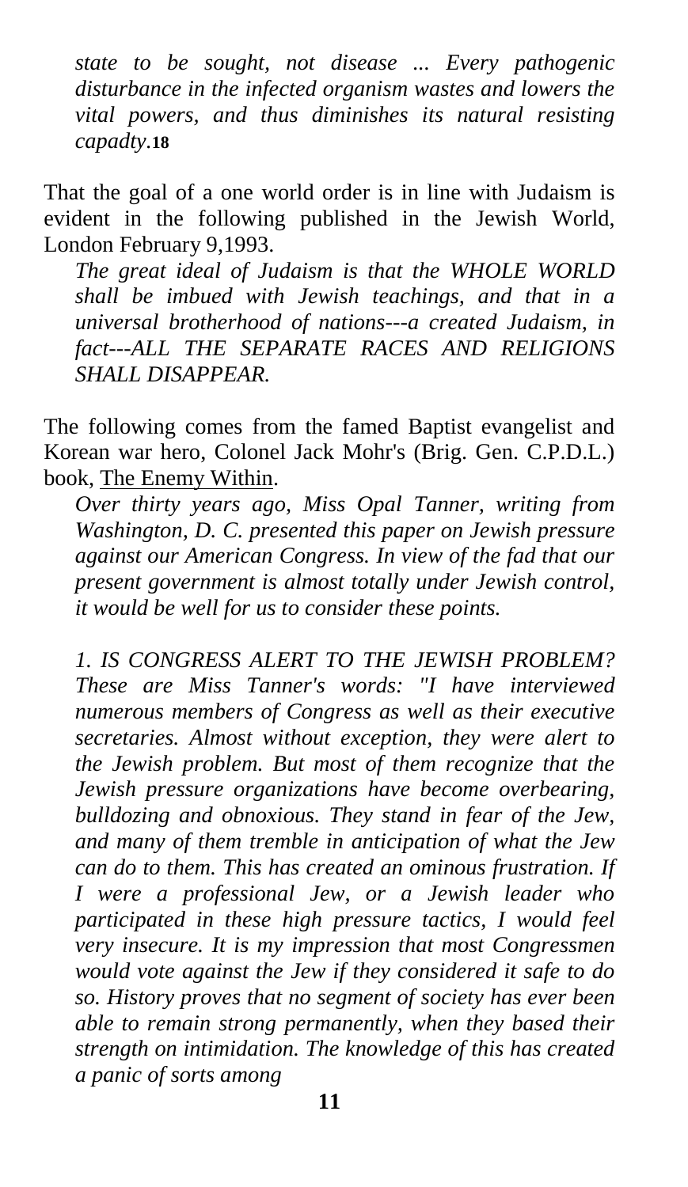*state to be sought, not disease ... Every pathogenic disturbance in the infected organism wastes and lowers the vital powers, and thus diminishes its natural resisting capadty.*[18]

That the goal of a one world order is in line with Judaism is evident in the following published in the Jewish World, London February 9,1993.

> *The great ideal of Judaism is that the WHOLE WORLD shall be imbued with Jewish teachings, and that in a universal brotherhood of nations---a created Judaism, in fact---ALL THE SEPARATE RACES AND RELIGIONS SHALL DISAPPEAR.*

The following comes from the famed Baptist evangelist and Korean war hero, Colonel Jack Mohr's (Brig. Gen. C.P.D.L.) book, <u>The Enemy Within</u>.

> *Over thirty years ago, Miss Opal Tanner, writing from Washington, D. C. presented this paper on Jewish pressure against our American Congress. In view of the fad that our present government is almost totally under Jewish control, it would be well for us to consider these points.*
>
> *1. IS CONGRESS ALERT TO THE JEWISH PROBLEM? These are Miss Tanner's words: "I have interviewed numerous members of Congress as well as their executive secretaries. Almost without exception, they were alert to the Jewish problem. But most of them recognize that the Jewish pressure organizations have become overbearing, bulldozing and obnoxious. They stand in fear of the Jew, and many of them tremble in anticipation of what the Jew can do to them. This has created an ominous frustration. If I were a professional Jew, or a Jewish leader who participated in these high pressure tactics, I would feel very insecure. It is my impression that most Congressmen would vote against the Jew if they considered it safe to do so. History proves that no segment of society has ever been able to remain strong permanently, when they based their strength on intimidation. The knowledge of this has created a panic of sorts among*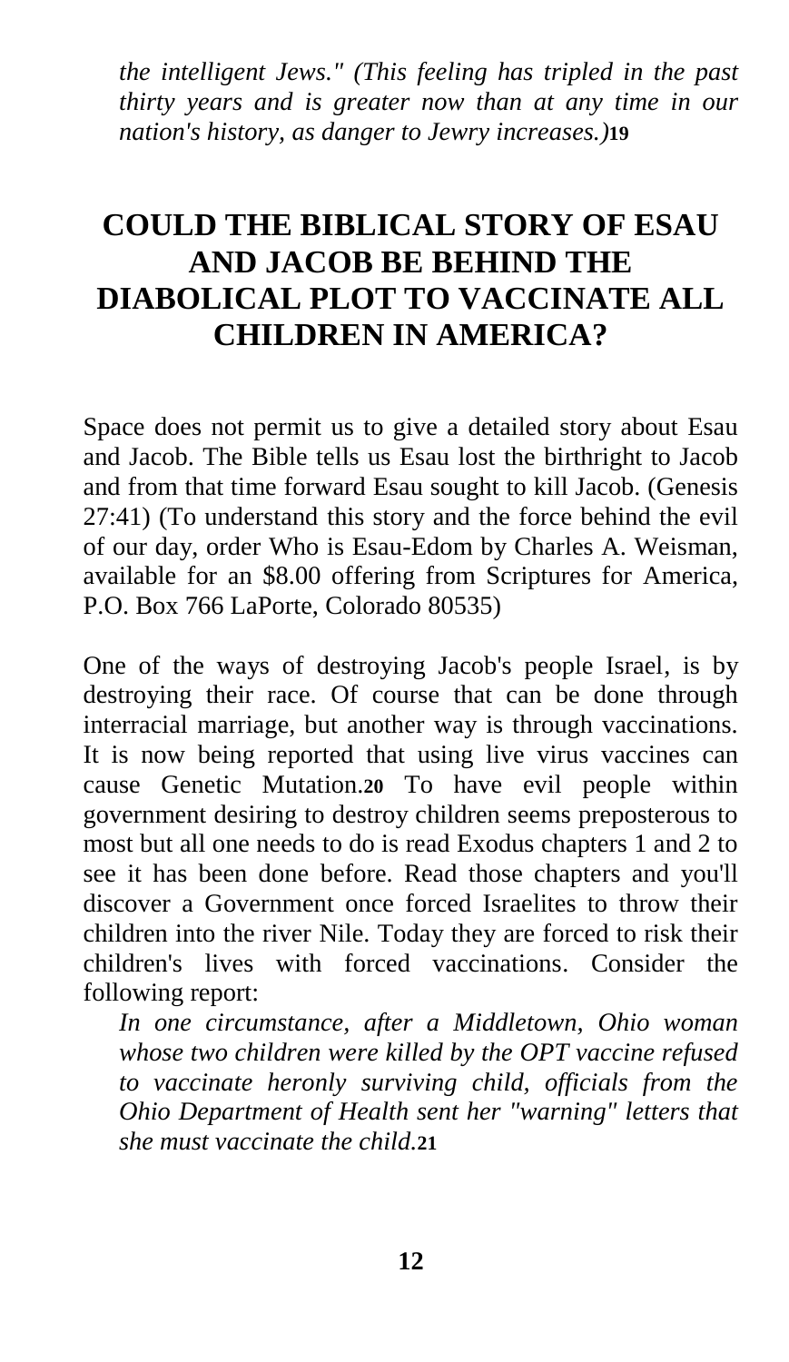*the intelligent Jews." (This feeling has tripled in the past thirty years and is greater now than at any time in our nation's history, as danger to Jewry increases.)*[19]

## COULD THE BIBLICAL STORY OF ESAU AND JACOB BE BEHIND THE DIABOLICAL PLOT TO VACCINATE ALL CHILDREN IN AMERICA?

Space does not permit us to give a detailed story about Esau and Jacob. The Bible tells us Esau lost the birthright to Jacob and from that time forward Esau sought to kill Jacob. (Genesis 27:41) (To understand this story and the force behind the evil of our day, order Who is Esau-Edom by Charles A. Weisman, available for an $8.00 offering from Scriptures for America, P.O. Box 766 LaPorte, Colorado 80535)

One of the ways of destroying Jacob's people Israel, is by destroying their race. Of course that can be done through interracial marriage, but another way is through vaccinations. It is now being reported that using live virus vaccines can cause Genetic Mutation.[20] To have evil people within government desiring to destroy children seems preposterous to most but all one needs to do is read Exodus chapters 1 and 2 to see it has been done before. Read those chapters and you'll discover a Government once forced Israelites to throw their children into the river Nile. Today they are forced to risk their children's lives with forced vaccinations. Consider the following report:

*In one circumstance, after a Middletown, Ohio woman whose two children were killed by the OPT vaccine refused to vaccinate heronly surviving child, officials from the Ohio Department of Health sent her "warning" letters that she must vaccinate the child.*[21]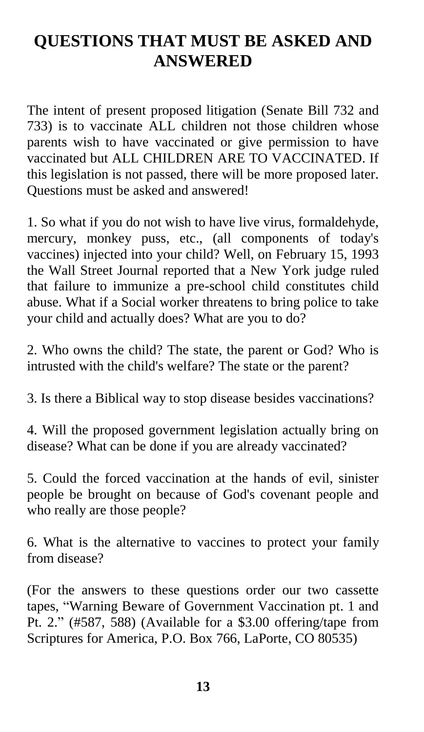# QUESTIONS THAT MUST BE ASKED AND ANSWERED

The intent of present proposed litigation (Senate Bill 732 and 733) is to vaccinate ALL children not those children whose parents wish to have vaccinated or give permission to have vaccinated but ALL CHILDREN ARE TO VACCINATED. If this legislation is not passed, there will be more proposed later. Questions must be asked and answered!

1. So what if you do not wish to have live virus, formaldehyde, mercury, monkey puss, etc., (all components of today's vaccines) injected into your child? Well, on February 15, 1993 the Wall Street Journal reported that a New York judge ruled that failure to immunize a pre-school child constitutes child abuse. What if a Social worker threatens to bring police to take your child and actually does? What are you to do?

2. Who owns the child? The state, the parent or God? Who is intrusted with the child's welfare? The state or the parent?

3. Is there a Biblical way to stop disease besides vaccinations?

4. Will the proposed government legislation actually bring on disease? What can be done if you are already vaccinated?

5. Could the forced vaccination at the hands of evil, sinister people be brought on because of God's covenant people and who really are those people?

6. What is the alternative to vaccines to protect your family from disease?

(For the answers to these questions order our two cassette tapes, "Warning Beware of Government Vaccination pt. 1 and Pt. 2." (#587, 588) (Available for a $3.00 offering/tape from Scriptures for America, P.O. Box 766, LaPorte, CO 80535)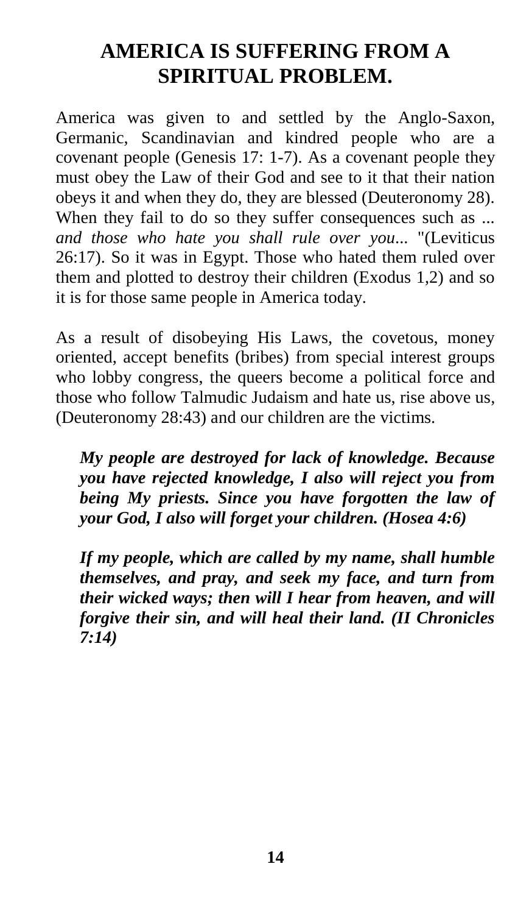# AMERICA IS SUFFERING FROM A SPIRITUAL PROBLEM.

America was given to and settled by the Anglo-Saxon, Germanic, Scandinavian and kindred people who are a covenant people (Genesis 17: 1-7). As a covenant people they must obey the Law of their God and see to it that their nation obeys it and when they do, they are blessed (Deuteronomy 28). When they fail to do so they suffer consequences such as ... *and those who hate you shall rule over you...* "(Leviticus 26:17). So it was in Egypt. Those who hated them ruled over them and plotted to destroy their children (Exodus 1,2) and so it is for those same people in America today.

As a result of disobeying His Laws, the covetous, money oriented, accept benefits (bribes) from special interest groups who lobby congress, the queers become a political force and those who follow Talmudic Judaism and hate us, rise above us, (Deuteronomy 28:43) and our children are the victims.

> ***My people are destroyed for lack of knowledge. Because you have rejected knowledge, I also will reject you from being My priests. Since you have forgotten the law of your God, I also will forget your children. (Hosea 4:6)***

> ***If my people, which are called by my name, shall humble themselves, and pray, and seek my face, and turn from their wicked ways; then will I hear from heaven, and will forgive their sin, and will heal their land. (II Chronicles 7:14)***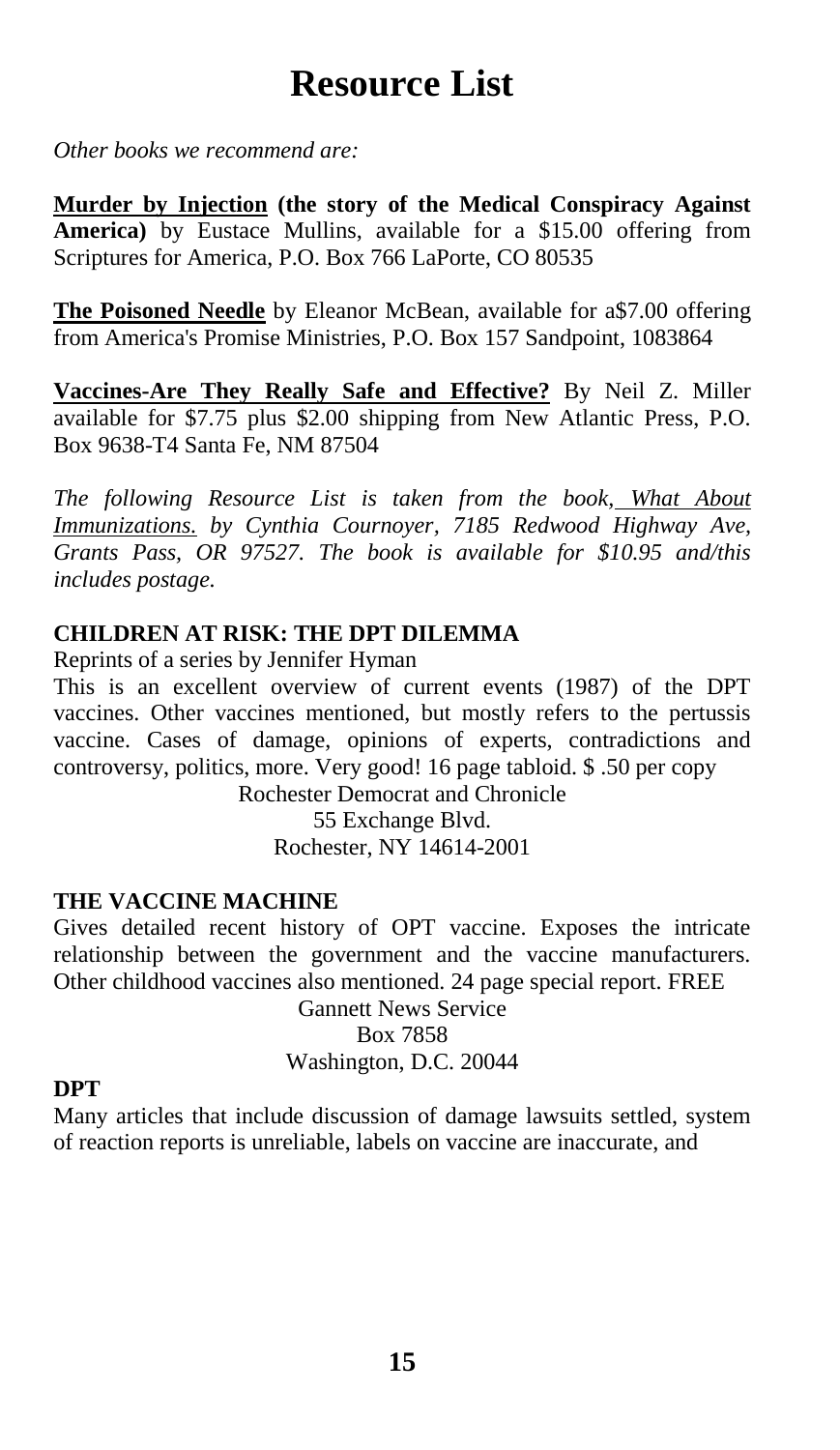# Resource List

*Other books we recommend are:*

**<u>Murder by Injection</u> (the story of the Medical Conspiracy Against America)** by Eustace Mullins, available for a $15.00 offering from Scriptures for America, P.O. Box 766 LaPorte, CO 80535

**<u>The Poisoned Needle</u>** by Eleanor McBean, available for a$7.00 offering from America's Promise Ministries, P.O. Box 157 Sandpoint, 1083864

**<u>Vaccines-Are They Really Safe and Effective?</u>** By Neil Z. Miller available for $7.75 plus $2.00 shipping from New Atlantic Press, P.O. Box 9638-T4 Santa Fe, NM 87504

*The following Resource List is taken from the book, <u>What About Immunizations.</u> by Cynthia Cournoyer, 7185 Redwood Highway Ave, Grants Pass, OR 97527. The book is available for $10.95 and/this includes postage.*

**CHILDREN AT RISK: THE DPT DILEMMA**

Reprints of a series by Jennifer Hyman

This is an excellent overview of current events (1987) of the DPT vaccines. Other vaccines mentioned, but mostly refers to the pertussis vaccine. Cases of damage, opinions of experts, contradictions and controversy, politics, more. Very good! 16 page tabloid. $ .50 per copy

Rochester Democrat and Chronicle
55 Exchange Blvd.
Rochester, NY 14614-2001

**THE VACCINE MACHINE**

Gives detailed recent history of OPT vaccine. Exposes the intricate relationship between the government and the vaccine manufacturers. Other childhood vaccines also mentioned. 24 page special report. FREE

Gannett News Service
Box 7858
Washington, D.C. 20044

**DPT**

Many articles that include discussion of damage lawsuits settled, system of reaction reports is unreliable, labels on vaccine are inaccurate, and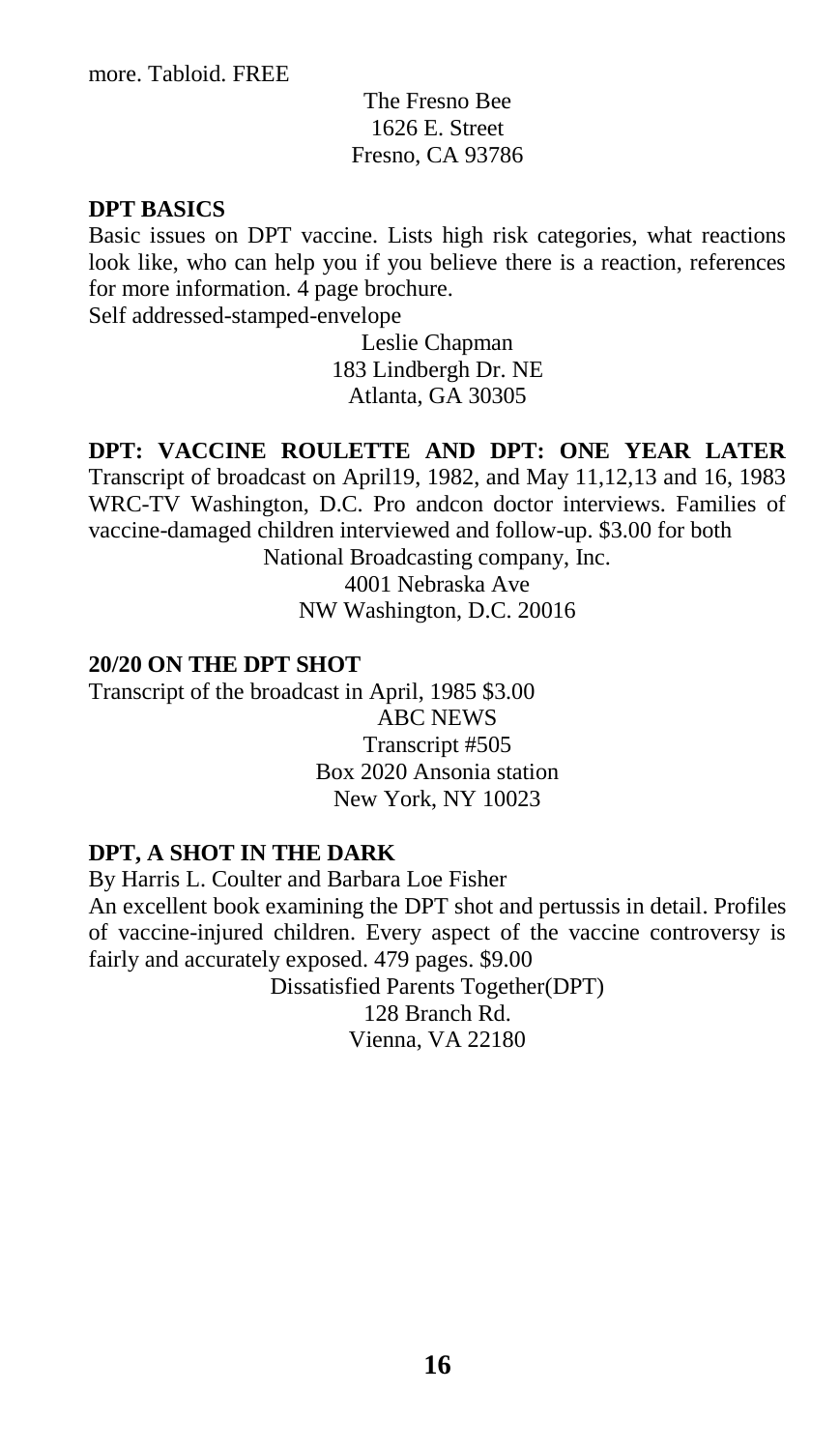more. Tabloid. FREE

The Fresno Bee
1626 E. Street
Fresno, CA 93786

**DPT BASICS**

Basic issues on DPT vaccine. Lists high risk categories, what reactions look like, who can help you if you believe there is a reaction, references for more information. 4 page brochure.
Self addressed-stamped-envelope

Leslie Chapman
183 Lindbergh Dr. NE
Atlanta, GA 30305

**DPT: VACCINE ROULETTE AND DPT: ONE YEAR LATER**

Transcript of broadcast on April19, 1982, and May 11,12,13 and 16, 1983 WRC-TV Washington, D.C. Pro andcon doctor interviews. Families of vaccine-damaged children interviewed and follow-up. $3.00 for both

National Broadcasting company, Inc.
4001 Nebraska Ave
NW Washington, D.C. 20016

**20/20 ON THE DPT SHOT**

Transcript of the broadcast in April, 1985 $3.00

ABC NEWS
Transcript #505
Box 2020 Ansonia station
New York, NY 10023

**DPT, A SHOT IN THE DARK**

By Harris L. Coulter and Barbara Loe Fisher
An excellent book examining the DPT shot and pertussis in detail. Profiles of vaccine-injured children. Every aspect of the vaccine controversy is fairly and accurately exposed. 479 pages. $9.00

Dissatisfied Parents Together(DPT)
128 Branch Rd.
Vienna, VA 22180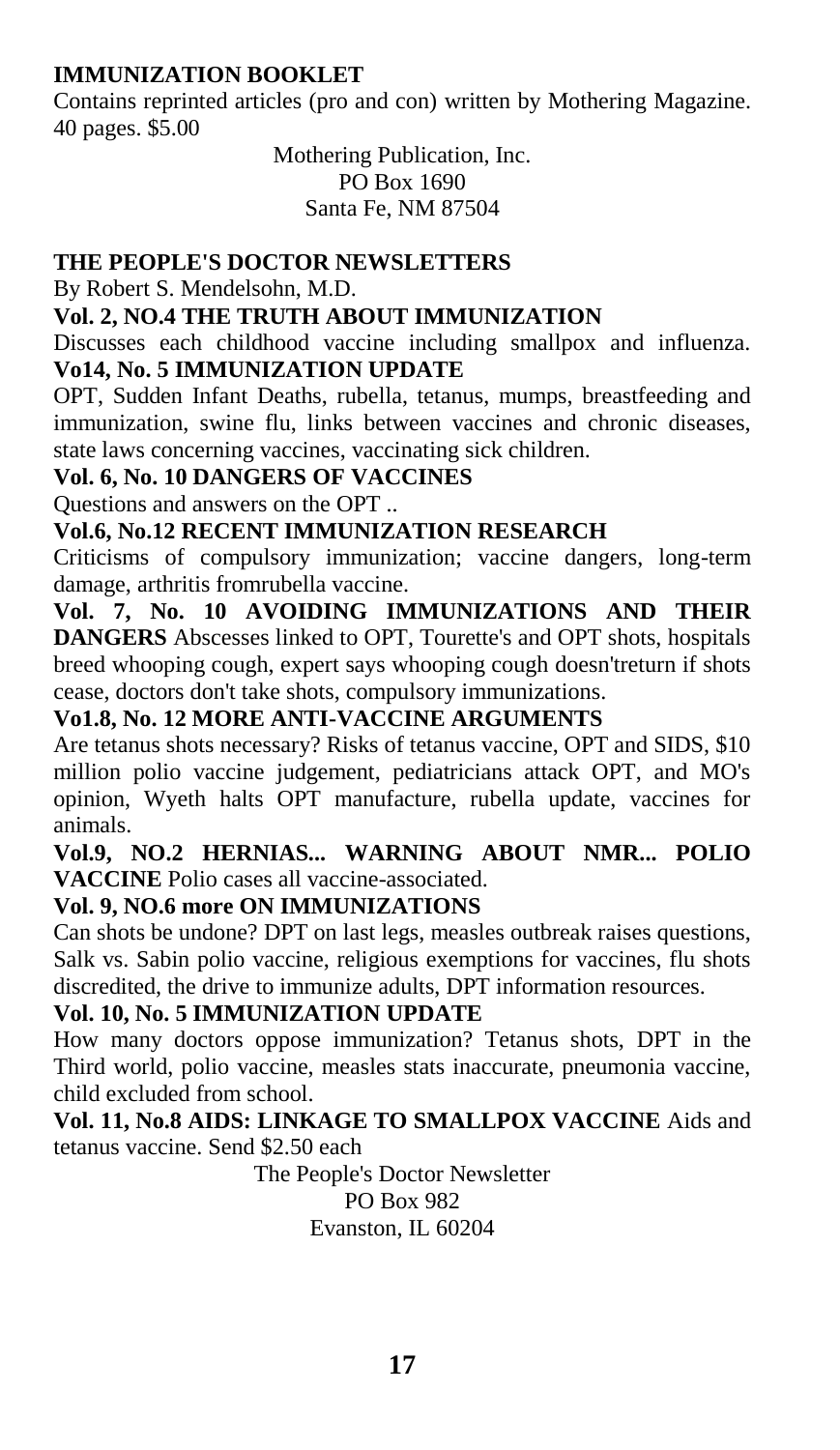**IMMUNIZATION BOOKLET**

Contains reprinted articles (pro and con) written by Mothering Magazine. 40 pages. $5.00

Mothering Publication, Inc.
PO Box 1690
Santa Fe, NM 87504

**THE PEOPLE'S DOCTOR NEWSLETTERS**

By Robert S. Mendelsohn, M.D.

**Vol. 2, NO.4 THE TRUTH ABOUT IMMUNIZATION**

Discusses each childhood vaccine including smallpox and influenza.

**Vo14, No. 5 IMMUNIZATION UPDATE**

OPT, Sudden Infant Deaths, rubella, tetanus, mumps, breastfeeding and immunization, swine flu, links between vaccines and chronic diseases, state laws concerning vaccines, vaccinating sick children.

**Vol. 6, No. 10 DANGERS OF VACCINES**

Questions and answers on the OPT ..

**Vol.6, No.12 RECENT IMMUNIZATION RESEARCH**

Criticisms of compulsory immunization; vaccine dangers, long-term damage, arthritis fromrubella vaccine.

**Vol. 7, No. 10 AVOIDING IMMUNIZATIONS AND THEIR DANGERS** Abscesses linked to OPT, Tourette's and OPT shots, hospitals breed whooping cough, expert says whooping cough doesn'treturn if shots cease, doctors don't take shots, compulsory immunizations.

**Vo1.8, No. 12 MORE ANTI-VACCINE ARGUMENTS**

Are tetanus shots necessary? Risks of tetanus vaccine, OPT and SIDS, $10 million polio vaccine judgement, pediatricians attack OPT, and MO's opinion, Wyeth halts OPT manufacture, rubella update, vaccines for animals.

**Vol.9, NO.2 HERNIAS... WARNING ABOUT NMR... POLIO VACCINE** Polio cases all vaccine-associated.

**Vol. 9, NO.6 more ON IMMUNIZATIONS**

Can shots be undone? DPT on last legs, measles outbreak raises questions, Salk vs. Sabin polio vaccine, religious exemptions for vaccines, flu shots discredited, the drive to immunize adults, DPT information resources.

**Vol. 10, No. 5 IMMUNIZATION UPDATE**

How many doctors oppose immunization? Tetanus shots, DPT in the Third world, polio vaccine, measles stats inaccurate, pneumonia vaccine, child excluded from school.

**Vol. 11, No.8 AIDS: LINKAGE TO SMALLPOX VACCINE** Aids and tetanus vaccine. Send $2.50 each

The People's Doctor Newsletter
PO Box 982
Evanston, IL 60204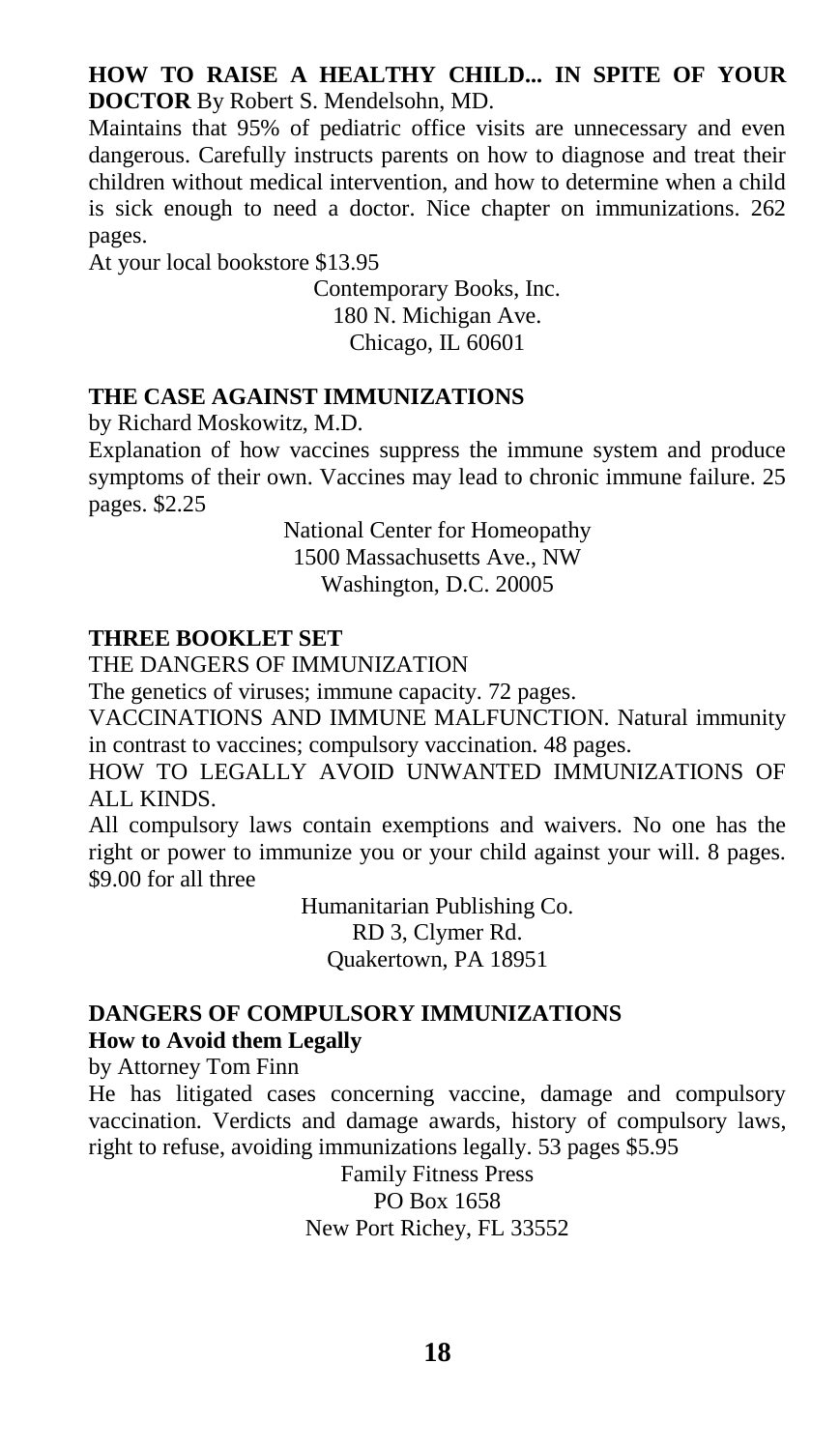**HOW TO RAISE A HEALTHY CHILD... IN SPITE OF YOUR DOCTOR** By Robert S. Mendelsohn, MD.

Maintains that 95% of pediatric office visits are unnecessary and even dangerous. Carefully instructs parents on how to diagnose and treat their children without medical intervention, and how to determine when a child is sick enough to need a doctor. Nice chapter on immunizations. 262 pages.

At your local bookstore $13.95

Contemporary Books, Inc.
180 N. Michigan Ave.
Chicago, IL 60601

**THE CASE AGAINST IMMUNIZATIONS**

by Richard Moskowitz, M.D.

Explanation of how vaccines suppress the immune system and produce symptoms of their own. Vaccines may lead to chronic immune failure. 25 pages. $2.25

National Center for Homeopathy
1500 Massachusetts Ave., NW
Washington, D.C. 20005

**THREE BOOKLET SET**

THE DANGERS OF IMMUNIZATION

The genetics of viruses; immune capacity. 72 pages.

VACCINATIONS AND IMMUNE MALFUNCTION. Natural immunity in contrast to vaccines; compulsory vaccination. 48 pages.

HOW TO LEGALLY AVOID UNWANTED IMMUNIZATIONS OF ALL KINDS.

All compulsory laws contain exemptions and waivers. No one has the right or power to immunize you or your child against your will. 8 pages. $9.00 for all three

Humanitarian Publishing Co.
RD 3, Clymer Rd.
Quakertown, PA 18951

**DANGERS OF COMPULSORY IMMUNIZATIONS**
**How to Avoid them Legally**

by Attorney Tom Finn

He has litigated cases concerning vaccine, damage and compulsory vaccination. Verdicts and damage awards, history of compulsory laws, right to refuse, avoiding immunizations legally. 53 pages $5.95

Family Fitness Press
PO Box 1658
New Port Richey, FL 33552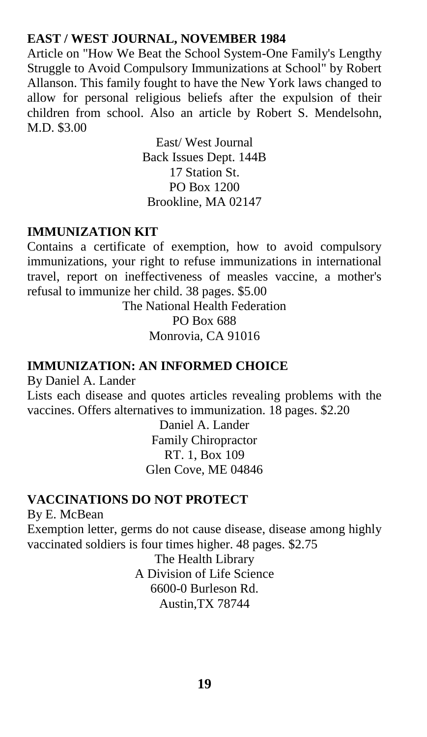**EAST / WEST JOURNAL, NOVEMBER 1984**

Article on "How We Beat the School System-One Family's Lengthy Struggle to Avoid Compulsory Immunizations at School" by Robert Allanson. This family fought to have the New York laws changed to allow for personal religious beliefs after the expulsion of their children from school. Also an article by Robert S. Mendelsohn, M.D. $3.00

East/ West Journal  
Back Issues Dept. 144B  
17 Station St.  
PO Box 1200  
Brookline, MA 02147

**IMMUNIZATION KIT**

Contains a certificate of exemption, how to avoid compulsory immunizations, your right to refuse immunizations in international travel, report on ineffectiveness of measles vaccine, a mother's refusal to immunize her child. 38 pages. $5.00

The National Health Federation  
PO Box 688  
Monrovia, CA 91016

**IMMUNIZATION: AN INFORMED CHOICE**

By Daniel A. Lander

Lists each disease and quotes articles revealing problems with the vaccines. Offers alternatives to immunization. 18 pages. $2.20

Daniel A. Lander  
Family Chiropractor  
RT. 1, Box 109  
Glen Cove, ME 04846

**VACCINATIONS DO NOT PROTECT**

By E. McBean

Exemption letter, germs do not cause disease, disease among highly vaccinated soldiers is four times higher. 48 pages. $2.75

The Health Library  
A Division of Life Science  
6600-0 Burleson Rd.  
Austin,TX 78744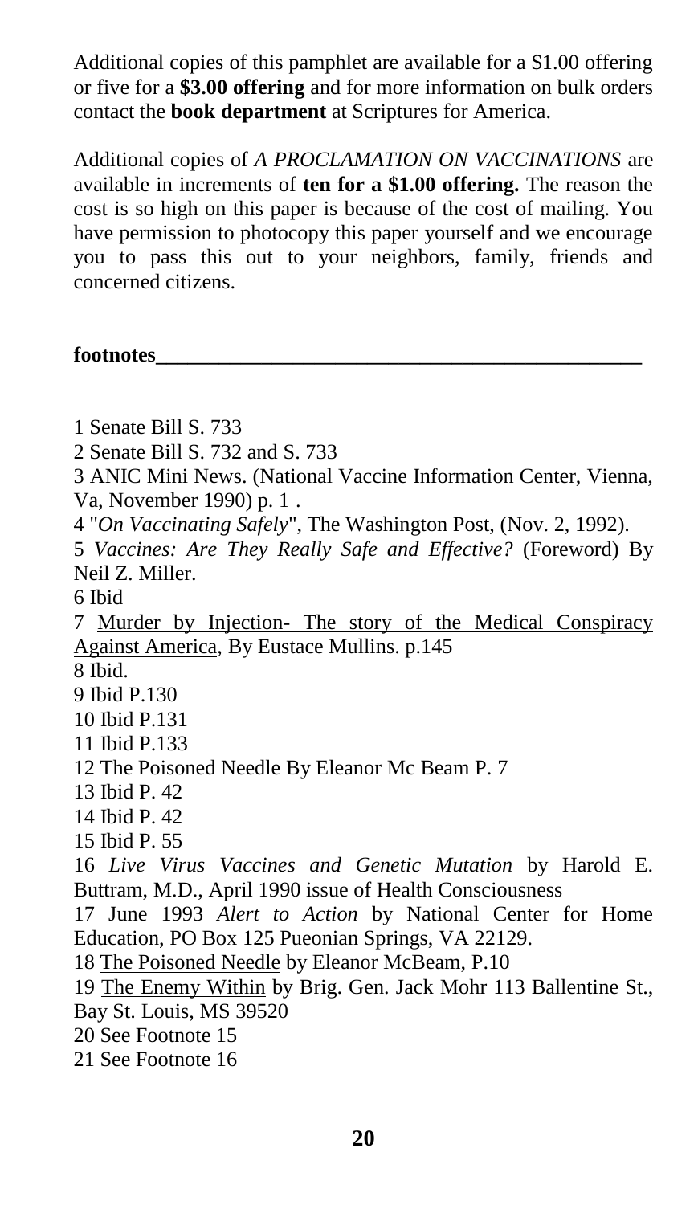Additional copies of this pamphlet are available for a $1.00 offering or five for a **$3.00 offering** and for more information on bulk orders contact the **book department** at Scriptures for America.

Additional copies of *A PROCLAMATION ON VACCINATIONS* are available in increments of **ten for a $1.00 offering.** The reason the cost is so high on this paper is because of the cost of mailing. You have permission to photocopy this paper yourself and we encourage you to pass this out to your neighbors, family, friends and concerned citizens.

**footnotes**

1 Senate Bill S. 733
2 Senate Bill S. 732 and S. 733
3 ANIC Mini News. (National Vaccine Information Center, Vienna, Va, November 1990) p. 1 .
4 "*On Vaccinating Safely*", The Washington Post, (Nov. 2, 1992).
5 *Vaccines: Are They Really Safe and Effective?* (Foreword) By Neil Z. Miller.
6 Ibid
7 Murder by Injection- The story of the Medical Conspiracy Against America, By Eustace Mullins. p.145
8 Ibid.
9 Ibid P.130
10 Ibid P.131
11 Ibid P.133
12 The Poisoned Needle By Eleanor Mc Beam P. 7
13 Ibid P. 42
14 Ibid P. 42
15 Ibid P. 55
16 *Live Virus Vaccines and Genetic Mutation* by Harold E. Buttram, M.D., April 1990 issue of Health Consciousness
17 June 1993 *Alert to Action* by National Center for Home Education, PO Box 125 Pueonian Springs, VA 22129.
18 The Poisoned Needle by Eleanor McBeam, P.10
19 The Enemy Within by Brig. Gen. Jack Mohr 113 Ballentine St., Bay St. Louis, MS 39520
20 See Footnote 15
21 See Footnote 16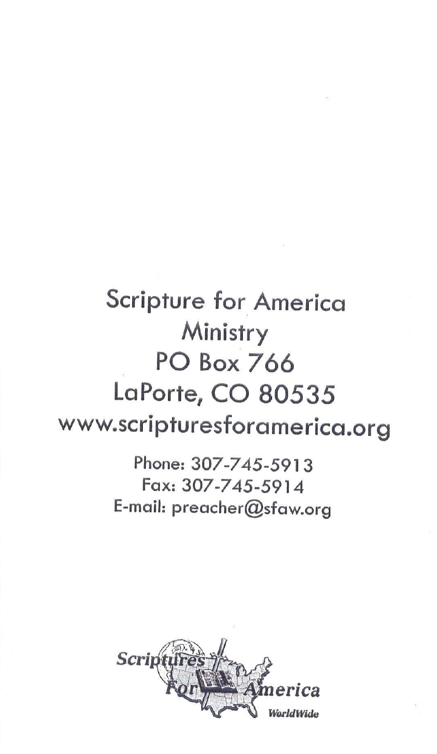Scripture for America
Ministry
PO Box 766
LaPorte, CO 80535
www.scripturesforamerica.org

Phone: 307-745-5913
Fax: 307-745-5914
E-mail: preacher@sfaw.org

Scriptures For America
WorldWide